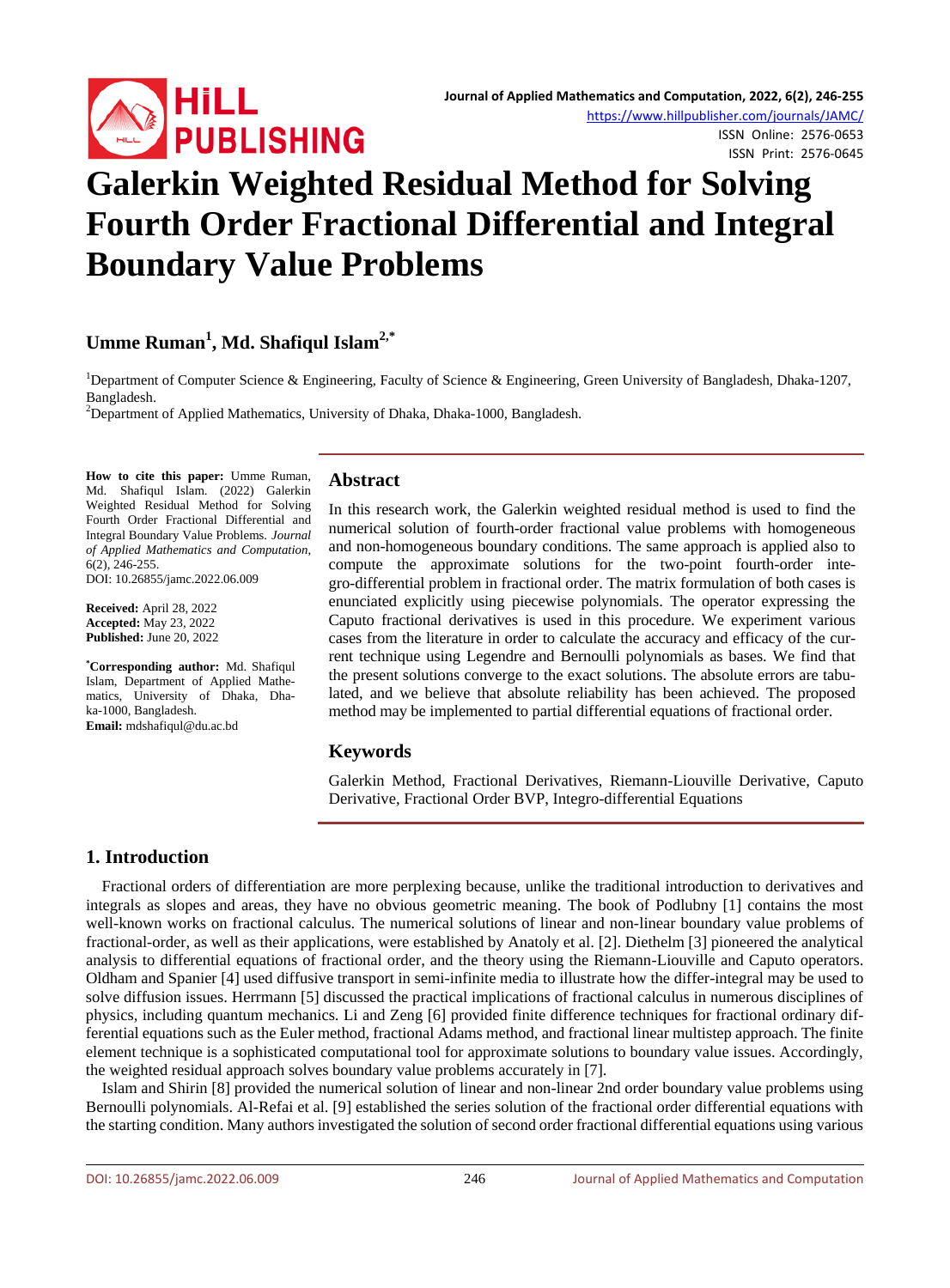# Galerkin Weighted Residual Method for Solving Fourth Order Fractional Differential and Integral Boundary Value Problems

**Umme Ruman[1], Md. Shafiqul Islam[2,*]**

[1]Department of Computer Science & Engineering, Faculty of Science & Engineering, Green University of Bangladesh, Dhaka-1207, Bangladesh.
[2]Department of Applied Mathematics, University of Dhaka, Dhaka-1000, Bangladesh.

**How to cite this paper:** Umme Ruman, Md. Shafiqul Islam. (2022) Galerkin Weighted Residual Method for Solving Fourth Order Fractional Differential and Integral Boundary Value Problems. *Journal of Applied Mathematics and Computation*, 6(2), 246-255.
DOI: 10.26855/jamc.2022.06.009

**Received:** April 28, 2022
**Accepted:** May 23, 2022
**Published:** June 20, 2022

**[*]Corresponding author:** Md. Shafiqul Islam, Department of Applied Mathematics, University of Dhaka, Dhaka-1000, Bangladesh.
**Email:** mdshafiqul@du.ac.bd

## Abstract

In this research work, the Galerkin weighted residual method is used to find the numerical solution of fourth-order fractional value problems with homogeneous and non-homogeneous boundary conditions. The same approach is applied also to compute the approximate solutions for the two-point fourth-order integro-differential problem in fractional order. The matrix formulation of both cases is enunciated explicitly using piecewise polynomials. The operator expressing the Caputo fractional derivatives is used in this procedure. We experiment various cases from the literature in order to calculate the accuracy and efficacy of the current technique using Legendre and Bernoulli polynomials as bases. We find that the present solutions converge to the exact solutions. The absolute errors are tabulated, and we believe that absolute reliability has been achieved. The proposed method may be implemented to partial differential equations of fractional order.

## Keywords

Galerkin Method, Fractional Derivatives, Riemann-Liouville Derivative, Caputo Derivative, Fractional Order BVP, Integro-differential Equations

## 1. Introduction

Fractional orders of differentiation are more perplexing because, unlike the traditional introduction to derivatives and integrals as slopes and areas, they have no obvious geometric meaning. The book of Podlubny [1] contains the most well-known works on fractional calculus. The numerical solutions of linear and non-linear boundary value problems of fractional-order, as well as their applications, were established by Anatoly et al. [2]. Diethelm [3] pioneered the analytical analysis to differential equations of fractional order, and the theory using the Riemann-Liouville and Caputo operators. Oldham and Spanier [4] used diffusive transport in semi-infinite media to illustrate how the differ-integral may be used to solve diffusion issues. Herrmann [5] discussed the practical implications of fractional calculus in numerous disciplines of physics, including quantum mechanics. Li and Zeng [6] provided finite difference techniques for fractional ordinary differential equations such as the Euler method, fractional Adams method, and fractional linear multistep approach. The finite element technique is a sophisticated computational tool for approximate solutions to boundary value issues. Accordingly, the weighted residual approach solves boundary value problems accurately in [7].

Islam and Shirin [8] provided the numerical solution of linear and non-linear 2nd order boundary value problems using Bernoulli polynomials. Al-Refai et al. [9] established the series solution of the fractional order differential equations with the starting condition. Many authors investigated the solution of second order fractional differential equations using various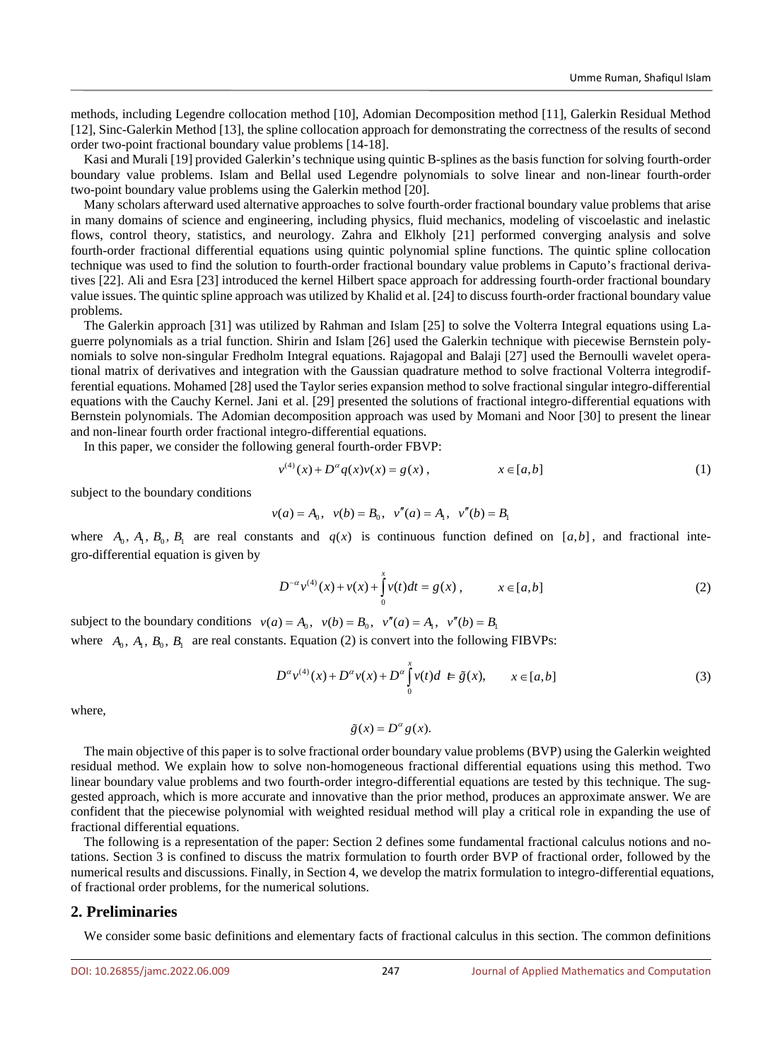methods, including Legendre collocation method [10], Adomian Decomposition method [11], Galerkin Residual Method [12], Sinc-Galerkin Method [13], the spline collocation approach for demonstrating the correctness of the results of second order two-point fractional boundary value problems [14-18].

Kasi and Murali [19] provided Galerkin's technique using quintic B-splines as the basis function for solving fourth-order boundary value problems. Islam and Bellal used Legendre polynomials to solve linear and non-linear fourth-order two-point boundary value problems using the Galerkin method [20].

Many scholars afterward used alternative approaches to solve fourth-order fractional boundary value problems that arise in many domains of science and engineering, including physics, fluid mechanics, modeling of viscoelastic and inelastic flows, control theory, statistics, and neurology. Zahra and Elkholy [21] performed converging analysis and solve fourth-order fractional differential equations using quintic polynomial spline functions. The quintic spline collocation technique was used to find the solution to fourth-order fractional boundary value problems in Caputo's fractional derivatives [22]. Ali and Esra [23] introduced the kernel Hilbert space approach for addressing fourth-order fractional boundary value issues. The quintic spline approach was utilized by Khalid et al. [24] to discuss fourth-order fractional boundary value problems.

The Galerkin approach [31] was utilized by Rahman and Islam [25] to solve the Volterra Integral equations using Laguerre polynomials as a trial function. Shirin and Islam [26] used the Galerkin technique with piecewise Bernstein polynomials to solve non-singular Fredholm Integral equations. Rajagopal and Balaji [27] used the Bernoulli wavelet operational matrix of derivatives and integration with the Gaussian quadrature method to solve fractional Volterra integrodifferential equations. Mohamed [28] used the Taylor series expansion method to solve fractional singular integro-differential equations with the Cauchy Kernel. Jani et al. [29] presented the solutions of fractional integro-differential equations with Bernstein polynomials. The Adomian decomposition approach was used by Momani and Noor [30] to present the linear and non-linear fourth order fractional integro-differential equations.

In this paper, we consider the following general fourth-order FBVP:

$$v^{(4)}(x) + D^{\alpha} q(x) v(x) = g(x), \qquad x \in [a,b] \tag{1}$$

subject to the boundary conditions

$$v(a) = A_0, \;\; v(b) = B_0, \;\; v''(a) = A_1, \;\; v''(b) = B_1$$

where $A_0, A_1, B_0, B_1$ are real constants and $q(x)$ is continuous function defined on $[a,b]$, and fractional integro-differential equation is given by

$$D^{-\alpha} v^{(4)}(x) + v(x) + \int_0^x v(t)dt = g(x), \qquad x \in [a,b] \tag{2}$$

subject to the boundary conditions $v(a) = A_0, \;\; v(b) = B_0, \;\; v''(a) = A_1, \;\; v''(b) = B_1$

where $A_0, A_1, B_0, B_1$ are real constants. Equation (2) is convert into the following FIBVPs:

$$D^{\alpha} v^{(4)}(x) + D^{\alpha} v(x) + D^{\alpha} \int_0^x v(t)dt = \tilde{g}(x), \qquad x \in [a,b] \tag{3}$$

where,

$$\tilde{g}(x) = D^{\alpha} g(x).$$

The main objective of this paper is to solve fractional order boundary value problems (BVP) using the Galerkin weighted residual method. We explain how to solve non-homogeneous fractional differential equations using this method. Two linear boundary value problems and two fourth-order integro-differential equations are tested by this technique. The suggested approach, which is more accurate and innovative than the prior method, produces an approximate answer. We are confident that the piecewise polynomial with weighted residual method will play a critical role in expanding the use of fractional differential equations.

The following is a representation of the paper: Section 2 defines some fundamental fractional calculus notions and notations. Section 3 is confined to discuss the matrix formulation to fourth order BVP of fractional order, followed by the numerical results and discussions. Finally, in Section 4, we develop the matrix formulation to integro-differential equations, of fractional order problems, for the numerical solutions.

## 2. Preliminaries

We consider some basic definitions and elementary facts of fractional calculus in this section. The common definitions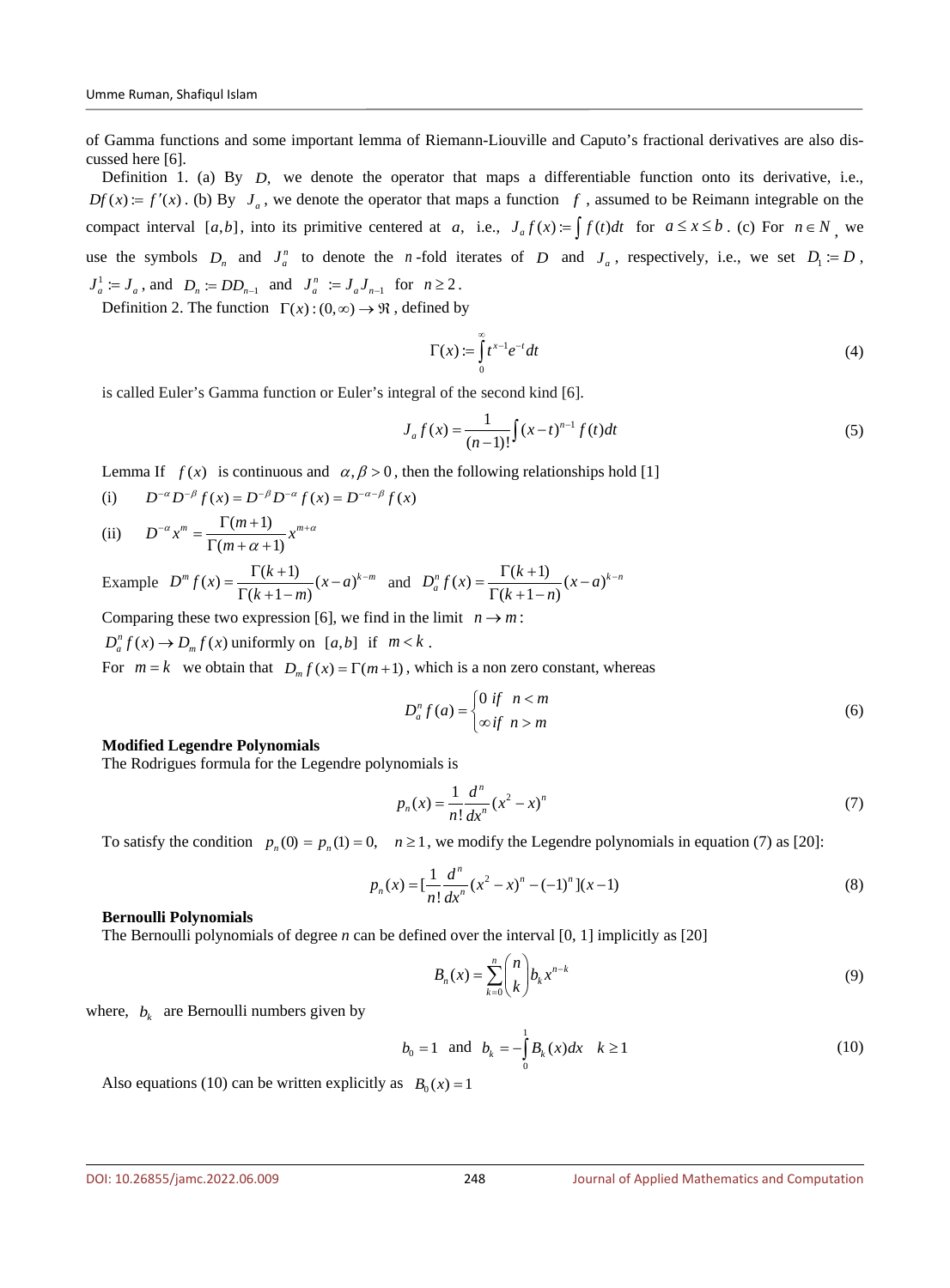of Gamma functions and some important lemma of Riemann-Liouville and Caputo's fractional derivatives are also discussed here [6].

Definition 1. (a) By $D$, we denote the operator that maps a differentiable function onto its derivative, i.e., $Df(x) := f'(x)$. (b) By $J_a$, we denote the operator that maps a function $f$, assumed to be Reimann integrable on the compact interval $[a,b]$, into its primitive centered at $a$, i.e., $J_a f(x) := \int f(t)dt$ for $a \le x \le b$. (c) For $n \in N$, we use the symbols $D_n$ and $J_a^n$ to denote the $n$-fold iterates of $D$ and $J_a$, respectively, i.e., we set $D_1 := D$, $J_a^1 := J_a$, and $D_n := DD_{n-1}$ and $J_a^n := J_a J_{n-1}$ for $n \ge 2$.

Definition 2. The function $\Gamma(x) : (0,\infty) \to \Re$, defined by

$$\Gamma(x) := \int_0^\infty t^{x-1} e^{-t} dt \tag{4}$$

is called Euler's Gamma function or Euler's integral of the second kind [6].

$$J_a f(x) = \frac{1}{(n-1)!}\int (x-t)^{n-1} f(t)dt \tag{5}$$

Lemma If $f(x)$ is continuous and $\alpha, \beta > 0$, then the following relationships hold [1]

(i) $D^{-\alpha} D^{-\beta} f(x) = D^{-\beta} D^{-\alpha} f(x) = D^{-\alpha-\beta} f(x)$

(ii) $D^{-\alpha} x^m = \dfrac{\Gamma(m+1)}{\Gamma(m+\alpha+1)} x^{m+\alpha}$

Example $D^m f(x) = \dfrac{\Gamma(k+1)}{\Gamma(k+1-m)}(x-a)^{k-m}$ and $D_a^n f(x) = \dfrac{\Gamma(k+1)}{\Gamma(k+1-n)}(x-a)^{k-n}$

Comparing these two expression [6], we find in the limit $n \to m$:

$D_a^n f(x) \to D_m f(x)$ uniformly on $[a,b]$ if $m < k$.

For $m = k$ we obtain that $D_m f(x) = \Gamma(m+1)$, which is a non zero constant, whereas

$$D_a^n f(a) = \begin{cases} 0 \; if \;\; n < m \\ \infty \; if \;\; n > m \end{cases} \tag{6}$$

**Modified Legendre Polynomials**

The Rodrigues formula for the Legendre polynomials is

$$p_n(x) = \frac{1}{n!}\frac{d^n}{dx^n}(x^2 - x)^n \tag{7}$$

To satisfy the condition $p_n(0) = p_n(1) = 0, \quad n \ge 1$, we modify the Legendre polynomials in equation (7) as [20]:

$$p_n(x) = [\frac{1}{n!}\frac{d^n}{dx^n}(x^2 - x)^n - (-1)^n](x-1) \tag{8}$$

**Bernoulli Polynomials**

The Bernoulli polynomials of degree *n* can be defined over the interval [0, 1] implicitly as [20]

$$B_n(x) = \sum_{k=0}^{n} \binom{n}{k} b_k x^{n-k} \tag{9}$$

where, $b_k$ are Bernoulli numbers given by

$$b_0 = 1 \;\text{ and }\; b_k = -\int_0^1 B_k(x)dx \quad k \ge 1 \tag{10}$$

Also equations (10) can be written explicitly as $B_0(x) = 1$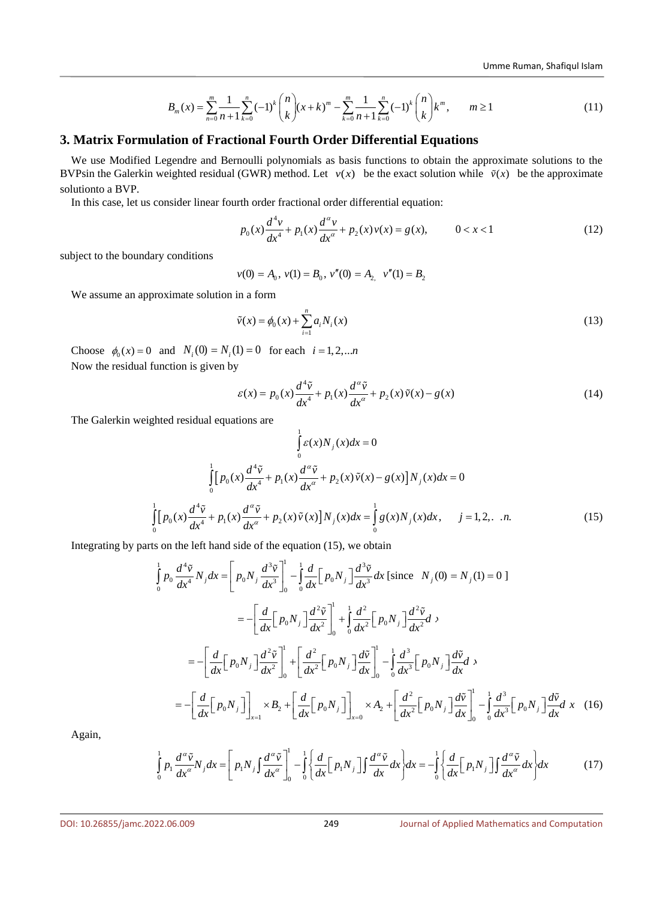$$B_m(x) = \sum_{n=0}^{m} \frac{1}{n+1} \sum_{k=0}^{n} (-1)^k \binom{n}{k} (x+k)^m - \sum_{k=0}^{m} \frac{1}{n+1} \sum_{k=0}^{n} (-1)^k \binom{n}{k} k^m, \qquad m \ge 1 \tag{11}$$

## 3. Matrix Formulation of Fractional Fourth Order Differential Equations

We use Modified Legendre and Bernoulli polynomials as basis functions to obtain the approximate solutions to the BVPsin the Galerkin weighted residual (GWR) method. Let $v(x)$ be the exact solution while $\tilde{v}(x)$ be the approximate solutionto a BVP.

In this case, let us consider linear fourth order fractional order differential equation:

$$p_0(x)\frac{d^4 v}{dx^4} + p_1(x)\frac{d^\alpha v}{dx^\alpha} + p_2(x)v(x) = g(x), \qquad 0 < x < 1 \tag{12}$$

subject to the boundary conditions

$$v(0) = A_0,\ v(1) = B_0,\ v''(0) = A_2,\ \ v''(1) = B_2$$

We assume an approximate solution in a form

$$\tilde{v}(x) = \phi_0(x) + \sum_{i=1}^{n} a_i N_i(x) \tag{13}$$

Choose $\phi_0(x) = 0$ and $N_i(0) = N_i(1) = 0$ for each $i = 1, 2, \ldots n$

Now the residual function is given by

$$\varepsilon(x) = p_0(x)\frac{d^4\tilde{v}}{dx^4} + p_1(x)\frac{d^\alpha \tilde{v}}{dx^\alpha} + p_2(x)\tilde{v}(x) - g(x) \tag{14}$$

The Galerkin weighted residual equations are

$$\int_0^1 \varepsilon(x) N_j(x)dx = 0$$

$$\int_0^1 \left[ p_0(x)\frac{d^4\tilde{v}}{dx^4} + p_1(x)\frac{d^\alpha \tilde{v}}{dx^\alpha} + p_2(x)\tilde{v}(x) - g(x) \right] N_j(x)dx = 0$$

$$\int_0^1 \left[ p_0(x)\frac{d^4\tilde{v}}{dx^4} + p_1(x)\frac{d^\alpha \tilde{v}}{dx^\alpha} + p_2(x)\tilde{v}(x) \right] N_j(x)dx = \int_0^1 g(x)N_j(x)dx, \qquad j = 1, 2, \ldots n. \tag{15}$$

Integrating by parts on the left hand side of the equation (15), we obtain

$$\begin{aligned}
\int_0^1 p_0 \frac{d^4\tilde{v}}{dx^4} N_j dx &= \left[ p_0 N_j \frac{d^3\tilde{v}}{dx^3} \right]_0^1 - \int_0^1 \frac{d}{dx}\left[ p_0 N_j \right] \frac{d^3\tilde{v}}{dx^3} dx \ [\text{since } \ N_j(0) = N_j(1) = 0\ ] \\
&= -\left[ \frac{d}{dx}\left[ p_0 N_j \right] \frac{d^2\tilde{v}}{dx^2} \right]_0^1 + \int_0^1 \frac{d^2}{dx^2}\left[ p_0 N_j \right] \frac{d^2\tilde{v}}{dx^2} dx \\
&= -\left[ \frac{d}{dx}\left[ p_0 N_j \right] \frac{d^2\tilde{v}}{dx^2} \right]_0^1 + \left[ \frac{d^2}{dx^2}\left[ p_0 N_j \right] \frac{d\tilde{v}}{dx} \right]_0^1 - \int_0^1 \frac{d^3}{dx^3}\left[ p_0 N_j \right] \frac{d\tilde{v}}{dx} dx \\
&= -\left[ \frac{d}{dx}\left[ p_0 N_j \right] \right]_{x=1} \times B_2 + \left[ \frac{d}{dx}\left[ p_0 N_j \right] \right]_{x=0} \times A_2 + \left[ \frac{d^2}{dx^2}\left[ p_0 N_j \right] \frac{d\tilde{v}}{dx} \right]_0^1 - \int_0^1 \frac{d^3}{dx^3}\left[ p_0 N_j \right] \frac{d\tilde{v}}{dx} dx
\end{aligned} \tag{16}$$

Again,

$$\int_0^1 p_1 \frac{d^\alpha \tilde{v}}{dx^\alpha} N_j dx = \left[ p_1 N_j \int \frac{d^\alpha \tilde{v}}{dx^\alpha} \right]_0^1 - \int_0^1 \left\{ \frac{d}{dx}\left[ p_1 N_j \right] \int \frac{d^\alpha \tilde{v}}{dx} dx \right\} dx = -\int_0^1 \left\{ \frac{d}{dx}\left[ p_1 N_j \right] \int \frac{d^\alpha \tilde{v}}{dx^\alpha} dx \right\} dx \tag{17}$$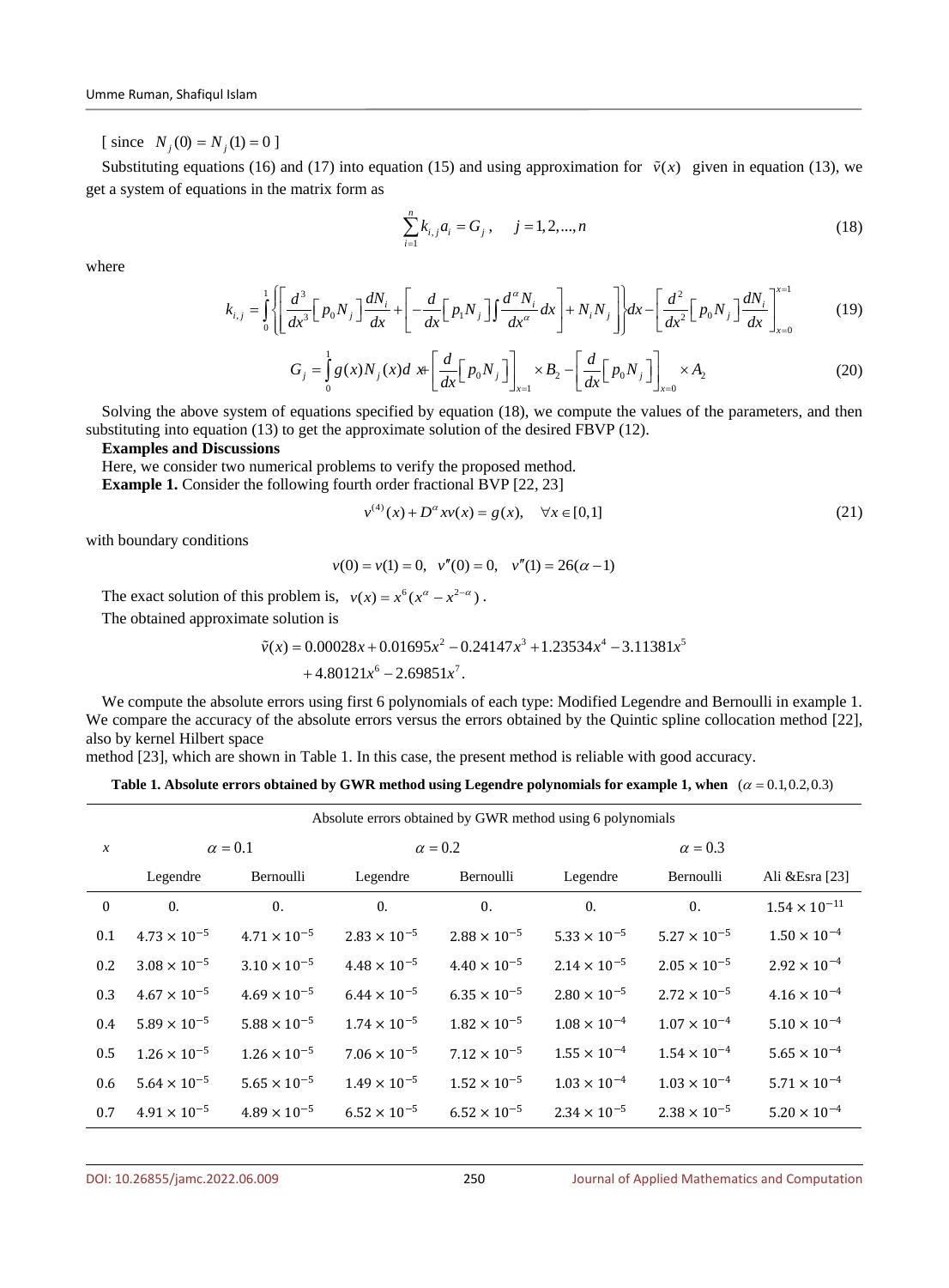[ since $N_j(0) = N_j(1) = 0$ ]

Substituting equations (16) and (17) into equation (15) and using approximation for $\tilde{v}(x)$ given in equation (13), we get a system of equations in the matrix form as

$$\sum_{i=1}^{n} k_{i,j} a_i = G_j, \quad j = 1, 2, ..., n \tag{18}$$

where

$$k_{i,j} = \int_0^1 \left\{ \left[ \frac{d^3}{dx^3}\left[ p_0 N_j \right] \frac{dN_i}{dx} + \left[ -\frac{d}{dx}\left[ p_1 N_j \right] \int \frac{d^\alpha N_i}{dx^\alpha} dx \right] + N_i N_j \right] \right\} dx - \left[ \frac{d^2}{dx^2}\left[ p_0 N_j \right] \frac{dN_i}{dx} \right]_{x=0}^{x=1} \tag{19}$$

$$G_j = \int_0^1 g(x) N_j(x) dx + \left[ \frac{d}{dx}\left[ p_0 N_j \right] \right]_{x=1} \times B_2 - \left[ \frac{d}{dx}\left[ p_0 N_j \right] \right]_{x=0} \times A_2 \tag{20}$$

Solving the above system of equations specified by equation (18), we compute the values of the parameters, and then substituting into equation (13) to get the approximate solution of the desired FBVP (12).

**Examples and Discussions**

Here, we consider two numerical problems to verify the proposed method.

**Example 1.** Consider the following fourth order fractional BVP [22, 23]

$$v^{(4)}(x) + D^\alpha x v(x) = g(x), \quad \forall x \in [0,1] \tag{21}$$

with boundary conditions

$$v(0) = v(1) = 0, \quad v''(0) = 0, \quad v''(1) = 26(\alpha - 1)$$

The exact solution of this problem is, $v(x) = x^6(x^\alpha - x^{2-\alpha})$.

The obtained approximate solution is

$$\tilde{v}(x) = 0.00028x + 0.01695x^2 - 0.24147x^3 + 1.23534x^4 - 3.11381x^5 + 4.80121x^6 - 2.69851x^7.$$

We compute the absolute errors using first 6 polynomials of each type: Modified Legendre and Bernoulli in example 1. We compare the accuracy of the absolute errors versus the errors obtained by the Quintic spline collocation method [22], also by kernel Hilbert space method [23], which are shown in Table 1. In this case, the present method is reliable with good accuracy.

**Table 1. Absolute errors obtained by GWR method using Legendre polynomials for example 1, when** $(\alpha = 0.1, 0.2, 0.3)$

| | Absolute errors obtained by GWR method using 6 polynomials | | | | | | |
|---|---|---|---|---|---|---|---|
| $x$ | $\alpha = 0.1$ | | $\alpha = 0.2$ | | $\alpha = 0.3$ | | |
| | Legendre | Bernoulli | Legendre | Bernoulli | Legendre | Bernoulli | Ali &Esra [23] |
| 0 | 0. | 0. | 0. | 0. | 0. | 0. | $1.54 \times 10^{-11}$ |
| 0.1 | $4.73 \times 10^{-5}$ | $4.71 \times 10^{-5}$ | $2.83 \times 10^{-5}$ | $2.88 \times 10^{-5}$ | $5.33 \times 10^{-5}$ | $5.27 \times 10^{-5}$ | $1.50 \times 10^{-4}$ |
| 0.2 | $3.08 \times 10^{-5}$ | $3.10 \times 10^{-5}$ | $4.48 \times 10^{-5}$ | $4.40 \times 10^{-5}$ | $2.14 \times 10^{-5}$ | $2.05 \times 10^{-5}$ | $2.92 \times 10^{-4}$ |
| 0.3 | $4.67 \times 10^{-5}$ | $4.69 \times 10^{-5}$ | $6.44 \times 10^{-5}$ | $6.35 \times 10^{-5}$ | $2.80 \times 10^{-5}$ | $2.72 \times 10^{-5}$ | $4.16 \times 10^{-4}$ |
| 0.4 | $5.89 \times 10^{-5}$ | $5.88 \times 10^{-5}$ | $1.74 \times 10^{-5}$ | $1.82 \times 10^{-5}$ | $1.08 \times 10^{-4}$ | $1.07 \times 10^{-4}$ | $5.10 \times 10^{-4}$ |
| 0.5 | $1.26 \times 10^{-5}$ | $1.26 \times 10^{-5}$ | $7.06 \times 10^{-5}$ | $7.12 \times 10^{-5}$ | $1.55 \times 10^{-4}$ | $1.54 \times 10^{-4}$ | $5.65 \times 10^{-4}$ |
| 0.6 | $5.64 \times 10^{-5}$ | $5.65 \times 10^{-5}$ | $1.49 \times 10^{-5}$ | $1.52 \times 10^{-5}$ | $1.03 \times 10^{-4}$ | $1.03 \times 10^{-4}$ | $5.71 \times 10^{-4}$ |
| 0.7 | $4.91 \times 10^{-5}$ | $4.89 \times 10^{-5}$ | $6.52 \times 10^{-5}$ | $6.52 \times 10^{-5}$ | $2.34 \times 10^{-5}$ | $2.38 \times 10^{-5}$ | $5.20 \times 10^{-4}$ |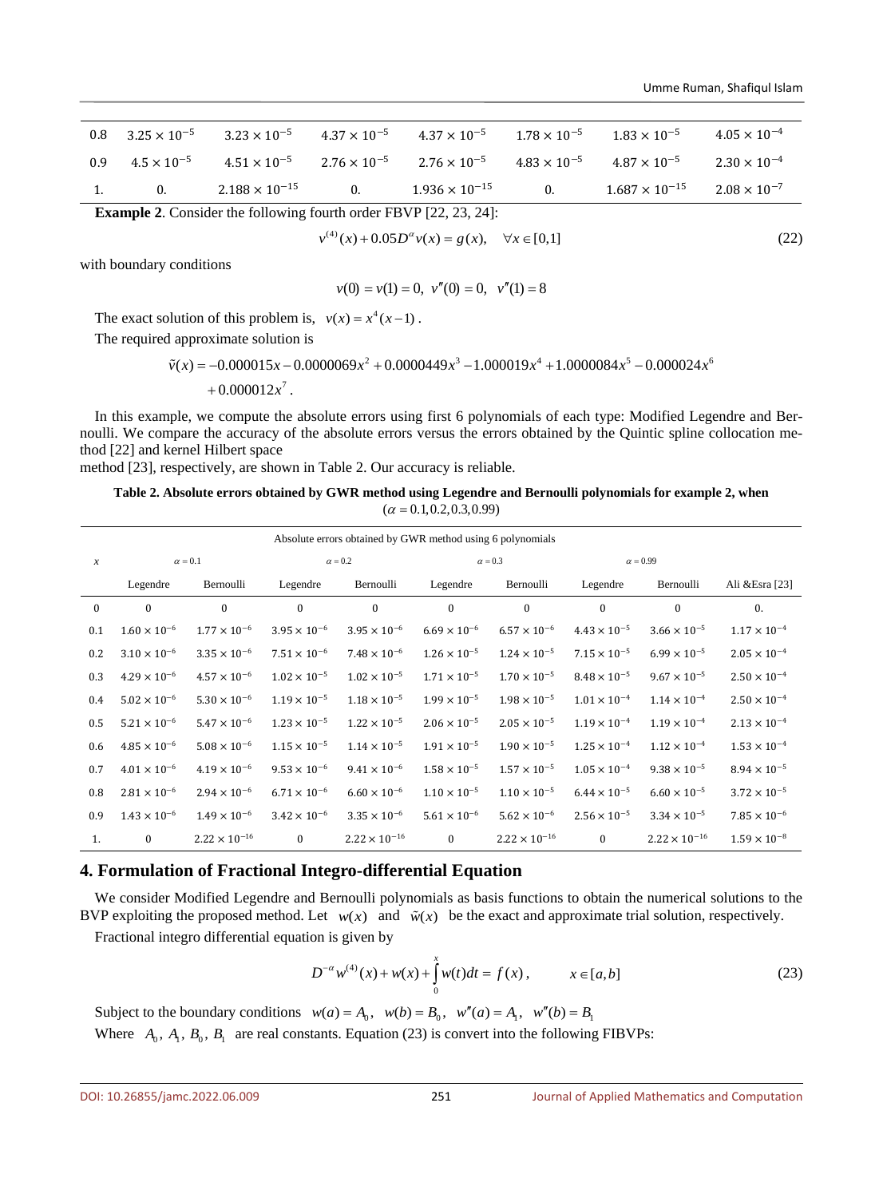| 0.8 | $3.25 \times 10^{-5}$ | $3.23 \times 10^{-5}$ | $4.37 \times 10^{-5}$ | $4.37 \times 10^{-5}$ | $1.78 \times 10^{-5}$ | $1.83 \times 10^{-5}$ | $4.05 \times 10^{-4}$ |
|---|---|---|---|---|---|---|---|
| 0.9 | $4.5 \times 10^{-5}$ | $4.51 \times 10^{-5}$ | $2.76 \times 10^{-5}$ | $2.76 \times 10^{-5}$ | $4.83 \times 10^{-5}$ | $4.87 \times 10^{-5}$ | $2.30 \times 10^{-4}$ |
| 1. | 0. | $2.188 \times 10^{-15}$ | 0. | $1.936 \times 10^{-15}$ | 0. | $1.687 \times 10^{-15}$ | $2.08 \times 10^{-7}$ |

**Example 2**. Consider the following fourth order FBVP [22, 23, 24]:

$$v^{(4)}(x) + 0.05D^{\alpha}v(x) = g(x), \quad \forall x \in [0,1] \tag{22}$$

with boundary conditions

$$v(0) = v(1) = 0, \; v''(0) = 0, \; v''(1) = 8$$

The exact solution of this problem is, $v(x) = x^4(x-1)$.

The required approximate solution is

$$\tilde{v}(x) = -0.000015x - 0.0000069x^2 + 0.0000449x^3 - 1.000019x^4 + 1.0000084x^5 - 0.000024x^6 + 0.000012x^7.$$

In this example, we compute the absolute errors using first 6 polynomials of each type: Modified Legendre and Bernoulli. We compare the accuracy of the absolute errors versus the errors obtained by the Quintic spline collocation method [22] and kernel Hilbert space method [23], respectively, are shown in Table 2. Our accuracy is reliable.

**Table 2. Absolute errors obtained by GWR method using Legendre and Bernoulli polynomials for example 2, when** $(\alpha = 0.1, 0.2, 0.3, 0.99)$

| Absolute errors obtained by GWR method using 6 polynomials | | | | | | | | | |
|---|---|---|---|---|---|---|---|---|---|
| $x$ | $\alpha = 0.1$ | | $\alpha = 0.2$ | | $\alpha = 0.3$ | | $\alpha = 0.99$ | | |
| | Legendre | Bernoulli | Legendre | Bernoulli | Legendre | Bernoulli | Legendre | Bernoulli | Ali &Esra [23] |
| 0 | 0 | 0 | 0 | 0 | 0 | 0 | 0 | 0 | 0. |
| 0.1 | $1.60 \times 10^{-6}$ | $1.77 \times 10^{-6}$ | $3.95 \times 10^{-6}$ | $3.95 \times 10^{-6}$ | $6.69 \times 10^{-6}$ | $6.57 \times 10^{-6}$ | $4.43 \times 10^{-5}$ | $3.66 \times 10^{-5}$ | $1.17 \times 10^{-4}$ |
| 0.2 | $3.10 \times 10^{-6}$ | $3.35 \times 10^{-6}$ | $7.51 \times 10^{-6}$ | $7.48 \times 10^{-6}$ | $1.26 \times 10^{-5}$ | $1.24 \times 10^{-5}$ | $7.15 \times 10^{-5}$ | $6.99 \times 10^{-5}$ | $2.05 \times 10^{-4}$ |
| 0.3 | $4.29 \times 10^{-6}$ | $4.57 \times 10^{-6}$ | $1.02 \times 10^{-5}$ | $1.02 \times 10^{-5}$ | $1.71 \times 10^{-5}$ | $1.70 \times 10^{-5}$ | $8.48 \times 10^{-5}$ | $9.67 \times 10^{-5}$ | $2.50 \times 10^{-4}$ |
| 0.4 | $5.02 \times 10^{-6}$ | $5.30 \times 10^{-6}$ | $1.19 \times 10^{-5}$ | $1.18 \times 10^{-5}$ | $1.99 \times 10^{-5}$ | $1.98 \times 10^{-5}$ | $1.01 \times 10^{-4}$ | $1.14 \times 10^{-4}$ | $2.50 \times 10^{-4}$ |
| 0.5 | $5.21 \times 10^{-6}$ | $5.47 \times 10^{-6}$ | $1.23 \times 10^{-5}$ | $1.22 \times 10^{-5}$ | $2.06 \times 10^{-5}$ | $2.05 \times 10^{-5}$ | $1.19 \times 10^{-4}$ | $1.19 \times 10^{-4}$ | $2.13 \times 10^{-4}$ |
| 0.6 | $4.85 \times 10^{-6}$ | $5.08 \times 10^{-6}$ | $1.15 \times 10^{-5}$ | $1.14 \times 10^{-5}$ | $1.91 \times 10^{-5}$ | $1.90 \times 10^{-5}$ | $1.25 \times 10^{-4}$ | $1.12 \times 10^{-4}$ | $1.53 \times 10^{-4}$ |
| 0.7 | $4.01 \times 10^{-6}$ | $4.19 \times 10^{-6}$ | $9.53 \times 10^{-6}$ | $9.41 \times 10^{-6}$ | $1.58 \times 10^{-5}$ | $1.57 \times 10^{-5}$ | $1.05 \times 10^{-4}$ | $9.38 \times 10^{-5}$ | $8.94 \times 10^{-5}$ |
| 0.8 | $2.81 \times 10^{-6}$ | $2.94 \times 10^{-6}$ | $6.71 \times 10^{-6}$ | $6.60 \times 10^{-6}$ | $1.10 \times 10^{-5}$ | $1.10 \times 10^{-5}$ | $6.44 \times 10^{-5}$ | $6.60 \times 10^{-5}$ | $3.72 \times 10^{-5}$ |
| 0.9 | $1.43 \times 10^{-6}$ | $1.49 \times 10^{-6}$ | $3.42 \times 10^{-6}$ | $3.35 \times 10^{-6}$ | $5.61 \times 10^{-6}$ | $5.62 \times 10^{-6}$ | $2.56 \times 10^{-5}$ | $3.34 \times 10^{-5}$ | $7.85 \times 10^{-6}$ |
| 1. | 0 | $2.22 \times 10^{-16}$ | 0 | $2.22 \times 10^{-16}$ | 0 | $2.22 \times 10^{-16}$ | 0 | $2.22 \times 10^{-16}$ | $1.59 \times 10^{-8}$ |

## 4. Formulation of Fractional Integro-differential Equation

We consider Modified Legendre and Bernoulli polynomials as basis functions to obtain the numerical solutions to the BVP exploiting the proposed method. Let $w(x)$ and $\tilde{w}(x)$ be the exact and approximate trial solution, respectively.

Fractional integro differential equation is given by

$$D^{-\alpha}w^{(4)}(x) + w(x) + \int_0^x w(t)dt = f(x), \qquad x \in [a,b] \tag{23}$$

Subject to the boundary conditions $w(a) = A_0, \; w(b) = B_0, \; w''(a) = A_1, \; w''(b) = B_1$

Where $A_0, A_1, B_0, B_1$ are real constants. Equation (23) is convert into the following FIBVPs: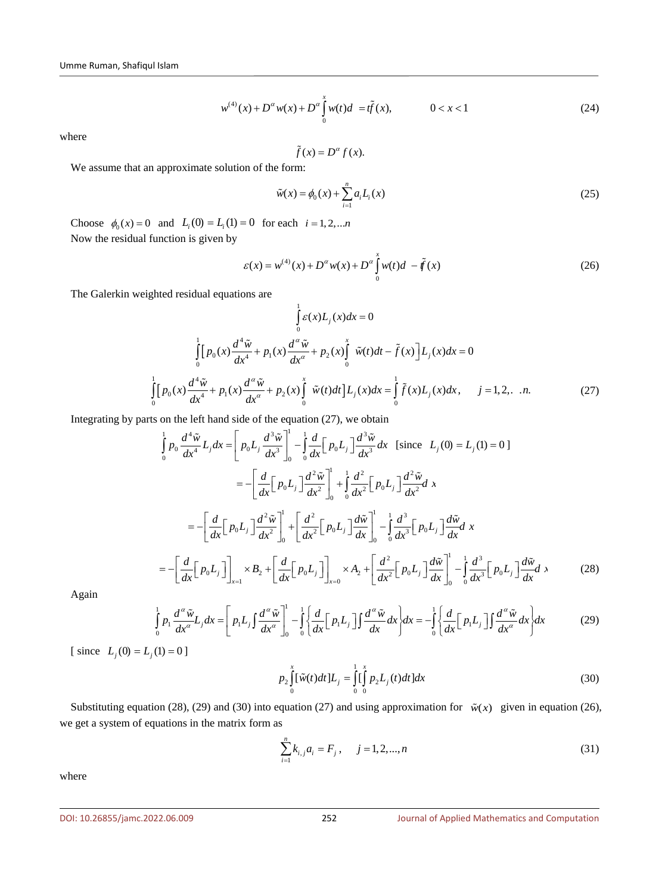$$w^{(4)}(x)+D^{\alpha}w(x)+D^{\alpha}\int_{0}^{x}w(t)d\;=t\tilde{f}(x),\qquad 0<x<1 \tag{24}$$

where

$$\tilde{f}(x)=D^{\alpha}f(x).$$

We assume that an approximate solution of the form:

$$\tilde{w}(x)=\phi_0(x)+\sum_{i=1}^{n}a_iL_i(x) \tag{25}$$

Choose $\phi_0(x)=0$ and $L_i(0)=L_i(1)=0$ for each $i=1,2,\dots n$

Now the residual function is given by

$$\varepsilon(x)=w^{(4)}(x)+D^{\alpha}w(x)+D^{\alpha}\int_{0}^{x}w(t)d\;-t\tilde{f}(x) \tag{26}$$

The Galerkin weighted residual equations are

$$\int_{0}^{1}\varepsilon(x)L_j(x)dx=0$$

$$\int_{0}^{1}\left[p_0(x)\frac{d^4\tilde{w}}{dx^4}+p_1(x)\frac{d^{\alpha}\tilde{w}}{dx^{\alpha}}+p_2(x)\int_{0}^{x}\tilde{w}(t)dt-\tilde{f}(x)\right]L_j(x)dx=0$$

$$\int_{0}^{1}\left[p_0(x)\frac{d^4\tilde{w}}{dx^4}+p_1(x)\frac{d^{\alpha}\tilde{w}}{dx^{\alpha}}+p_2(x)\int_{0}^{x}\tilde{w}(t)dt\right]L_j(x)dx=\int_{0}^{1}\tilde{f}(x)L_j(x)dx,\qquad j=1,2,\dots n. \tag{27}$$

Integrating by parts on the left hand side of the equation (27), we obtain

$$\begin{aligned}
\int_{0}^{1}p_0\frac{d^4\tilde{w}}{dx^4}L_jdx &=\left[p_0L_j\frac{d^3\tilde{w}}{dx^3}\right]_0^1-\int_{0}^{1}\frac{d}{dx}\left[p_0L_j\right]\frac{d^3\tilde{w}}{dx^3}dx\quad[\text{since } L_j(0)=L_j(1)=0\,]\\
&=-\left[\frac{d}{dx}\left[p_0L_j\right]\frac{d^2\tilde{w}}{dx^2}\right]_0^1+\int_{0}^{1}\frac{d^2}{dx^2}\left[p_0L_j\right]\frac{d^2\tilde{w}}{dx^2}dx\\
&=-\left[\frac{d}{dx}\left[p_0L_j\right]\frac{d^2\tilde{w}}{dx^2}\right]_0^1+\left[\frac{d^2}{dx^2}\left[p_0L_j\right]\frac{d\tilde{w}}{dx}\right]_0^1-\int_{0}^{1}\frac{d^3}{dx^3}\left[p_0L_j\right]\frac{d\tilde{w}}{dx}dx\\
&=-\left[\frac{d}{dx}\left[p_0L_j\right]\right]_{x=1}\times B_2+\left[\frac{d}{dx}\left[p_0L_j\right]\right]_{x=0}\times A_2+\left[\frac{d^2}{dx^2}\left[p_0L_j\right]\frac{d\tilde{w}}{dx}\right]_0^1-\int_{0}^{1}\frac{d^3}{dx^3}\left[p_0L_j\right]\frac{d\tilde{w}}{dx}dx
\end{aligned} \tag{28}$$

Again

$$\int_{0}^{1}p_1\frac{d^{\alpha}\tilde{w}}{dx^{\alpha}}L_jdx=\left[p_1L_j\int\frac{d^{\alpha}\tilde{w}}{dx^{\alpha}}\right]_0^1-\int_{0}^{1}\left\{\frac{d}{dx}\left[p_1L_j\right]\int\frac{d^{\alpha}\tilde{w}}{dx}dx\right\}dx=-\int_{0}^{1}\left\{\frac{d}{dx}\left[p_1L_j\right]\int\frac{d^{\alpha}\tilde{w}}{dx^{\alpha}}dx\right\}dx \tag{29}$$

[ since $L_j(0)=L_j(1)=0$ ]

$$p_2\int_{0}^{x}[\tilde{w}(t)dt]L_j=\int_{0}^{1}[\int_{0}^{x}p_2L_j(t)dt]dx \tag{30}$$

Substituting equation (28), (29) and (30) into equation (27) and using approximation for $\tilde{w}(x)$ given in equation (26), we get a system of equations in the matrix form as

$$\sum_{i=1}^{n}k_{i,j}a_i=F_j\,,\qquad j=1,2,\dots,n \tag{31}$$

where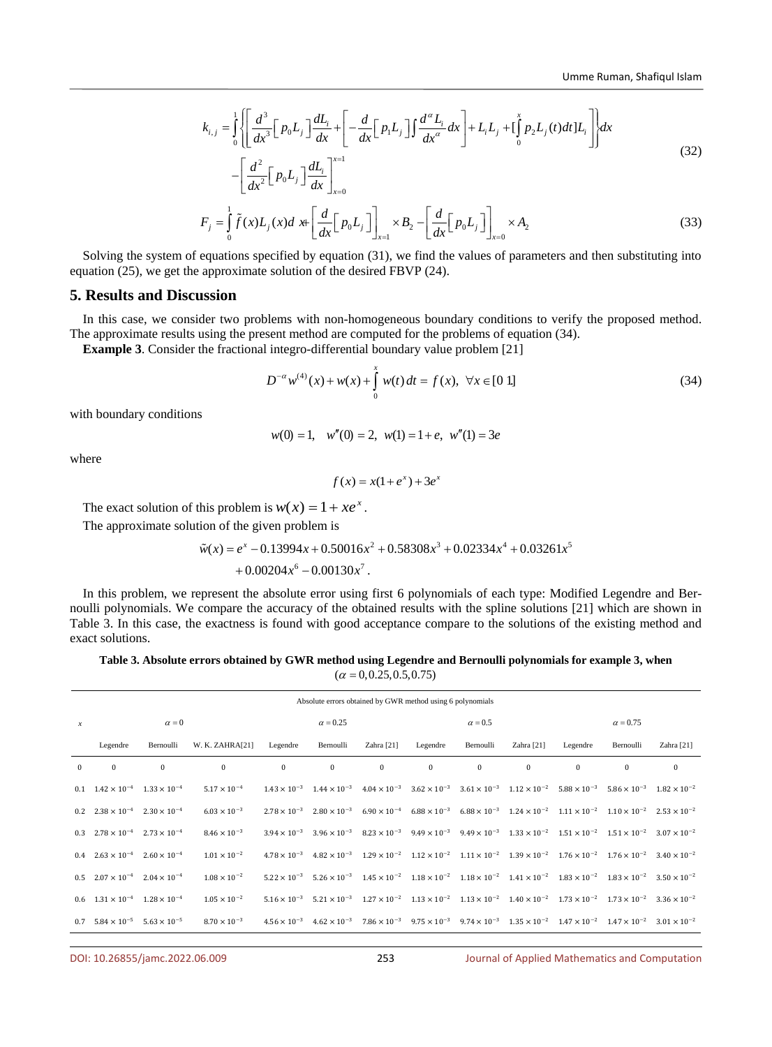$$k_{i,j} = \int_0^1 \left\{ \left[ \frac{d^3}{dx^3}\left[ p_0 L_j \right] \frac{dL_i}{dx} + \left[ -\frac{d}{dx}\left[ p_1 L_j \right] \right] \int \frac{d^\alpha L_i}{dx^\alpha} dx \right] + L_i L_j + \left[ \int_0^x p_2 L_j(t) dt \right] L_i \right\} dx - \left[ \frac{d^2}{dx^2}\left[ p_0 L_j \right] \frac{dL_i}{dx} \right]_{x=0}^{x=1} \tag{32}$$

$$F_j = \int_0^1 \tilde{f}(x) L_j(x) dx + \left[ \frac{d}{dx}\left[ p_0 L_j \right] \right]_{x=1} \times B_2 - \left[ \frac{d}{dx}\left[ p_0 L_j \right] \right]_{x=0} \times A_2 \tag{33}$$

Solving the system of equations specified by equation (31), we find the values of parameters and then substituting into equation (25), we get the approximate solution of the desired FBVP (24).

## 5. Results and Discussion

In this case, we consider two problems with non-homogeneous boundary conditions to verify the proposed method. The approximate results using the present method are computed for the problems of equation (34).

**Example 3**. Consider the fractional integro-differential boundary value problem [21]

$$D^{-\alpha} w^{(4)}(x) + w(x) + \int_0^x w(t)\, dt = f(x), \ \ \forall x \in [0\ 1] \tag{34}$$

with boundary conditions

$$w(0) = 1, \quad w''(0) = 2, \ w(1) = 1 + e, \ w''(1) = 3e$$

where

$$f(x) = x(1 + e^x) + 3e^x$$

The exact solution of this problem is $w(x) = 1 + xe^x$.

The approximate solution of the given problem is

$$\tilde{w}(x) = e^x - 0.13994x + 0.50016x^2 + 0.58308x^3 + 0.02334x^4 + 0.03261x^5 + 0.00204x^6 - 0.00130x^7.$$

In this problem, we represent the absolute error using first 6 polynomials of each type: Modified Legendre and Bernoulli polynomials. We compare the accuracy of the obtained results with the spline solutions [21] which are shown in Table 3. In this case, the exactness is found with good acceptance compare to the solutions of the existing method and exact solutions.

**Table 3. Absolute errors obtained by GWR method using Legendre and Bernoulli polynomials for example 3, when ($\alpha = 0, 0.25, 0.5, 0.75$)**

| Absolute errors obtained by GWR method using 6 polynomials | | | | | | | | | | | | |
|---|---|---|---|---|---|---|---|---|---|---|---|---|
| $x$ | $\alpha = 0$ | | | $\alpha = 0.25$ | | | $\alpha = 0.5$ | | | $\alpha = 0.75$ | | |
| | Legendre | Bernoulli | W. K. ZAHRA[21] | Legendre | Bernoulli | Zahra [21] | Legendre | Bernoulli | Zahra [21] | Legendre | Bernoulli | Zahra [21] |
| 0 | 0 | 0 | 0 | 0 | 0 | 0 | 0 | 0 | 0 | 0 | 0 | 0 |
| 0.1 | $1.42 \times 10^{-4}$ | $1.33 \times 10^{-4}$ | $5.17 \times 10^{-4}$ | $1.43 \times 10^{-3}$ | $1.44 \times 10^{-3}$ | $4.04 \times 10^{-3}$ | $3.62 \times 10^{-3}$ | $3.61 \times 10^{-3}$ | $1.12 \times 10^{-2}$ | $5.88 \times 10^{-3}$ | $5.86 \times 10^{-3}$ | $1.82 \times 10^{-2}$ |
| 0.2 | $2.38 \times 10^{-4}$ | $2.30 \times 10^{-4}$ | $6.03 \times 10^{-3}$ | $2.78 \times 10^{-3}$ | $2.80 \times 10^{-3}$ | $6.90 \times 10^{-4}$ | $6.88 \times 10^{-3}$ | $6.88 \times 10^{-3}$ | $1.24 \times 10^{-2}$ | $1.11 \times 10^{-2}$ | $1.10 \times 10^{-2}$ | $2.53 \times 10^{-2}$ |
| 0.3 | $2.78 \times 10^{-4}$ | $2.73 \times 10^{-4}$ | $8.46 \times 10^{-3}$ | $3.94 \times 10^{-3}$ | $3.96 \times 10^{-3}$ | $8.23 \times 10^{-3}$ | $9.49 \times 10^{-3}$ | $9.49 \times 10^{-3}$ | $1.33 \times 10^{-2}$ | $1.51 \times 10^{-2}$ | $1.51 \times 10^{-2}$ | $3.07 \times 10^{-2}$ |
| 0.4 | $2.63 \times 10^{-4}$ | $2.60 \times 10^{-4}$ | $1.01 \times 10^{-2}$ | $4.78 \times 10^{-3}$ | $4.82 \times 10^{-3}$ | $1.29 \times 10^{-2}$ | $1.12 \times 10^{-2}$ | $1.11 \times 10^{-2}$ | $1.39 \times 10^{-2}$ | $1.76 \times 10^{-2}$ | $1.76 \times 10^{-2}$ | $3.40 \times 10^{-2}$ |
| 0.5 | $2.07 \times 10^{-4}$ | $2.04 \times 10^{-4}$ | $1.08 \times 10^{-2}$ | $5.22 \times 10^{-3}$ | $5.26 \times 10^{-3}$ | $1.45 \times 10^{-2}$ | $1.18 \times 10^{-2}$ | $1.18 \times 10^{-2}$ | $1.41 \times 10^{-2}$ | $1.83 \times 10^{-2}$ | $1.83 \times 10^{-2}$ | $3.50 \times 10^{-2}$ |
| 0.6 | $1.31 \times 10^{-4}$ | $1.28 \times 10^{-4}$ | $1.05 \times 10^{-2}$ | $5.16 \times 10^{-3}$ | $5.21 \times 10^{-3}$ | $1.27 \times 10^{-2}$ | $1.13 \times 10^{-2}$ | $1.13 \times 10^{-2}$ | $1.40 \times 10^{-2}$ | $1.73 \times 10^{-2}$ | $1.73 \times 10^{-2}$ | $3.36 \times 10^{-2}$ |
| 0.7 | $5.84 \times 10^{-5}$ | $5.63 \times 10^{-5}$ | $8.70 \times 10^{-3}$ | $4.56 \times 10^{-3}$ | $4.62 \times 10^{-3}$ | $7.86 \times 10^{-3}$ | $9.75 \times 10^{-3}$ | $9.74 \times 10^{-3}$ | $1.35 \times 10^{-2}$ | $1.47 \times 10^{-2}$ | $1.47 \times 10^{-2}$ | $3.01 \times 10^{-2}$ |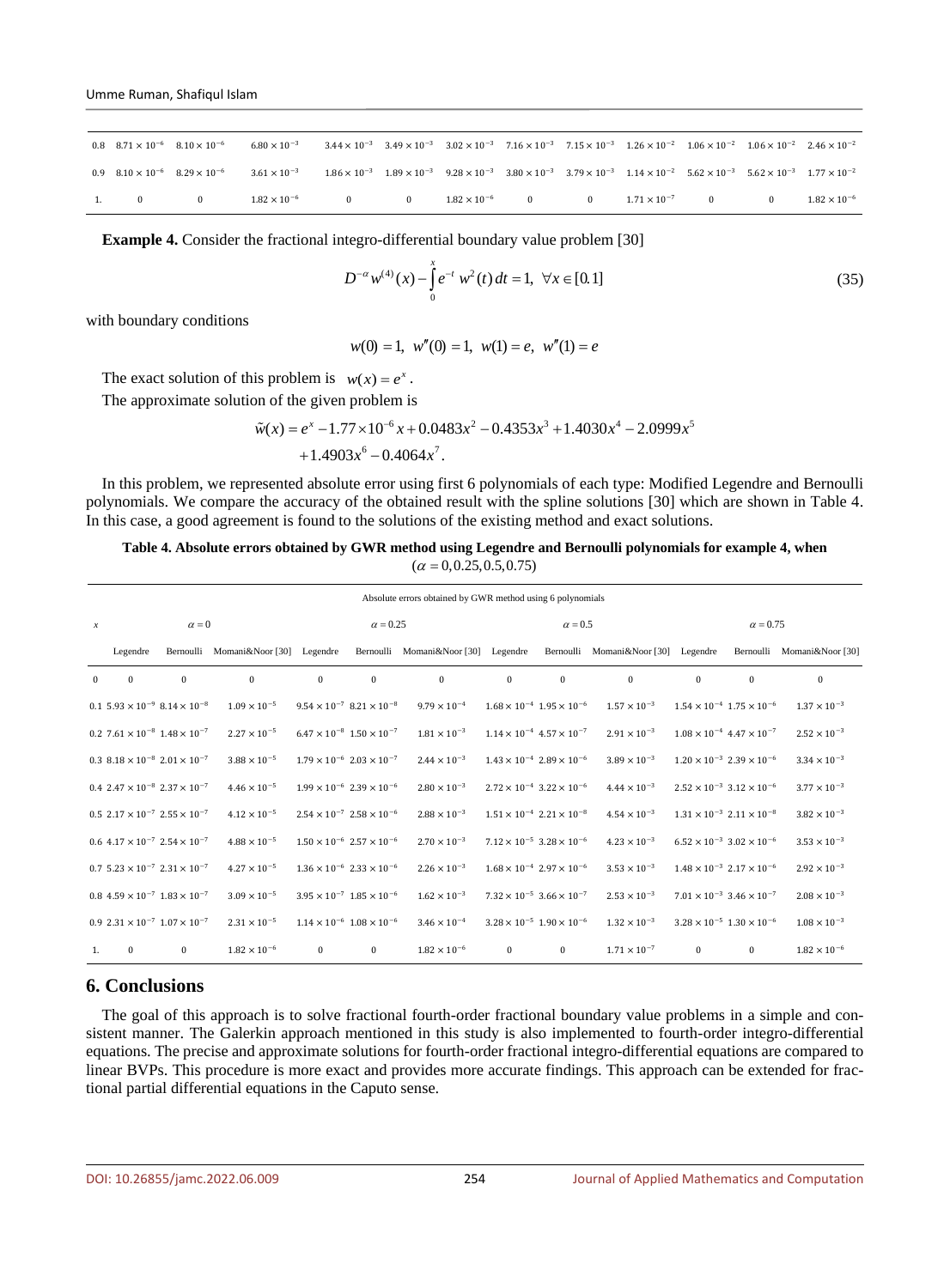| 0.8 | $8.71 \times 10^{-6}$ | $8.10 \times 10^{-6}$ | $6.80 \times 10^{-3}$ | $3.44 \times 10^{-3}$ | $3.49 \times 10^{-3}$ | $3.02 \times 10^{-3}$ | $7.16 \times 10^{-3}$ | $7.15 \times 10^{-3}$ | $1.26 \times 10^{-2}$ | $1.06 \times 10^{-2}$ | $1.06 \times 10^{-2}$ | $2.46 \times 10^{-2}$ |
|---|---|---|---|---|---|---|---|---|---|---|---|---|
| 0.9 | $8.10 \times 10^{-6}$ | $8.29 \times 10^{-6}$ | $3.61 \times 10^{-3}$ | $1.86 \times 10^{-3}$ | $1.89 \times 10^{-3}$ | $9.28 \times 10^{-3}$ | $3.80 \times 10^{-3}$ | $3.79 \times 10^{-3}$ | $1.14 \times 10^{-2}$ | $5.62 \times 10^{-3}$ | $5.62 \times 10^{-3}$ | $1.77 \times 10^{-2}$ |
| 1. | 0 | 0 | $1.82 \times 10^{-6}$ | 0 | 0 | $1.82 \times 10^{-6}$ | 0 | 0 | $1.71 \times 10^{-7}$ | 0 | 0 | $1.82 \times 10^{-6}$ |

**Example 4.** Consider the fractional integro-differential boundary value problem [30]

$$D^{-\alpha} w^{(4)}(x) - \int_0^x e^{-t}\, w^2(t)\, dt = 1, \ \ \forall x \in [0.1] \tag{35}$$

with boundary conditions

$$w(0) = 1, \ w''(0) = 1, \ w(1) = e, \ w''(1) = e$$

The exact solution of this problem is $w(x) = e^x$.

The approximate solution of the given problem is

$$\tilde{w}(x) = e^x - 1.77 \times 10^{-6} x + 0.0483x^2 - 0.4353x^3 + 1.4030x^4 - 2.0999x^5 + 1.4903x^6 - 0.4064x^7.$$

In this problem, we represented absolute error using first 6 polynomials of each type: Modified Legendre and Bernoulli polynomials. We compare the accuracy of the obtained result with the spline solutions [30] which are shown in Table 4. In this case, a good agreement is found to the solutions of the existing method and exact solutions.

**Table 4. Absolute errors obtained by GWR method using Legendre and Bernoulli polynomials for example 4, when** $(\alpha = 0, 0.25, 0.5, 0.75)$

| Absolute errors obtained by GWR method using 6 polynomials | | | | | | | | | | | | |
|---|---|---|---|---|---|---|---|---|---|---|---|---|
| $x$ | $\alpha = 0$ | | | $\alpha = 0.25$ | | | $\alpha = 0.5$ | | | $\alpha = 0.75$ | | |
| | Legendre | Bernoulli | Momani&Noor [30] | Legendre | Bernoulli | Momani&Noor [30] | Legendre | Bernoulli | Momani&Noor [30] | Legendre | Bernoulli | Momani&Noor [30] |
| 0 | 0 | 0 | 0 | 0 | 0 | 0 | 0 | 0 | 0 | 0 | 0 | 0 |
| 0.1 | $5.93 \times 10^{-9}$ | $8.14 \times 10^{-8}$ | $1.09 \times 10^{-5}$ | $9.54 \times 10^{-7}$ | $8.21 \times 10^{-8}$ | $9.79 \times 10^{-4}$ | $1.68 \times 10^{-4}$ | $1.95 \times 10^{-6}$ | $1.57 \times 10^{-3}$ | $1.54 \times 10^{-4}$ | $1.75 \times 10^{-6}$ | $1.37 \times 10^{-3}$ |
| 0.2 | $7.61 \times 10^{-8}$ | $1.48 \times 10^{-7}$ | $2.27 \times 10^{-5}$ | $6.47 \times 10^{-8}$ | $1.50 \times 10^{-7}$ | $1.81 \times 10^{-3}$ | $1.14 \times 10^{-4}$ | $4.57 \times 10^{-7}$ | $2.91 \times 10^{-3}$ | $1.08 \times 10^{-4}$ | $4.47 \times 10^{-7}$ | $2.52 \times 10^{-3}$ |
| 0.3 | $8.18 \times 10^{-8}$ | $2.01 \times 10^{-7}$ | $3.88 \times 10^{-5}$ | $1.79 \times 10^{-6}$ | $2.03 \times 10^{-7}$ | $2.44 \times 10^{-3}$ | $1.43 \times 10^{-4}$ | $2.89 \times 10^{-6}$ | $3.89 \times 10^{-3}$ | $1.20 \times 10^{-3}$ | $2.39 \times 10^{-6}$ | $3.34 \times 10^{-3}$ |
| 0.4 | $2.47 \times 10^{-8}$ | $2.37 \times 10^{-7}$ | $4.46 \times 10^{-5}$ | $1.99 \times 10^{-6}$ | $2.39 \times 10^{-6}$ | $2.80 \times 10^{-3}$ | $2.72 \times 10^{-4}$ | $3.22 \times 10^{-6}$ | $4.44 \times 10^{-3}$ | $2.52 \times 10^{-3}$ | $3.12 \times 10^{-6}$ | $3.77 \times 10^{-3}$ |
| 0.5 | $2.17 \times 10^{-7}$ | $2.55 \times 10^{-7}$ | $4.12 \times 10^{-5}$ | $2.54 \times 10^{-7}$ | $2.58 \times 10^{-6}$ | $2.88 \times 10^{-3}$ | $1.51 \times 10^{-4}$ | $2.21 \times 10^{-8}$ | $4.54 \times 10^{-3}$ | $1.31 \times 10^{-3}$ | $2.11 \times 10^{-8}$ | $3.82 \times 10^{-3}$ |
| 0.6 | $4.17 \times 10^{-7}$ | $2.54 \times 10^{-7}$ | $4.88 \times 10^{-5}$ | $1.50 \times 10^{-6}$ | $2.57 \times 10^{-6}$ | $2.70 \times 10^{-3}$ | $7.12 \times 10^{-5}$ | $3.28 \times 10^{-6}$ | $4.23 \times 10^{-3}$ | $6.52 \times 10^{-3}$ | $3.02 \times 10^{-6}$ | $3.53 \times 10^{-3}$ |
| 0.7 | $5.23 \times 10^{-7}$ | $2.31 \times 10^{-7}$ | $4.27 \times 10^{-5}$ | $1.36 \times 10^{-6}$ | $2.33 \times 10^{-6}$ | $2.26 \times 10^{-3}$ | $1.68 \times 10^{-4}$ | $2.97 \times 10^{-6}$ | $3.53 \times 10^{-3}$ | $1.48 \times 10^{-3}$ | $2.17 \times 10^{-6}$ | $2.92 \times 10^{-3}$ |
| 0.8 | $4.59 \times 10^{-7}$ | $1.83 \times 10^{-7}$ | $3.09 \times 10^{-5}$ | $3.95 \times 10^{-7}$ | $1.85 \times 10^{-6}$ | $1.62 \times 10^{-3}$ | $7.32 \times 10^{-5}$ | $3.66 \times 10^{-7}$ | $2.53 \times 10^{-3}$ | $7.01 \times 10^{-3}$ | $3.46 \times 10^{-7}$ | $2.08 \times 10^{-3}$ |
| 0.9 | $2.31 \times 10^{-7}$ | $1.07 \times 10^{-7}$ | $2.31 \times 10^{-5}$ | $1.14 \times 10^{-6}$ | $1.08 \times 10^{-6}$ | $3.46 \times 10^{-4}$ | $3.28 \times 10^{-5}$ | $1.90 \times 10^{-6}$ | $1.32 \times 10^{-3}$ | $3.28 \times 10^{-5}$ | $1.30 \times 10^{-6}$ | $1.08 \times 10^{-3}$ |
| 1. | 0 | 0 | $1.82 \times 10^{-6}$ | 0 | 0 | $1.82 \times 10^{-6}$ | 0 | 0 | $1.71 \times 10^{-7}$ | 0 | 0 | $1.82 \times 10^{-6}$ |

## 6. Conclusions

The goal of this approach is to solve fractional fourth-order fractional boundary value problems in a simple and consistent manner. The Galerkin approach mentioned in this study is also implemented to fourth-order integro-differential equations. The precise and approximate solutions for fourth-order fractional integro-differential equations are compared to linear BVPs. This procedure is more exact and provides more accurate findings. This approach can be extended for fractional partial differential equations in the Caputo sense.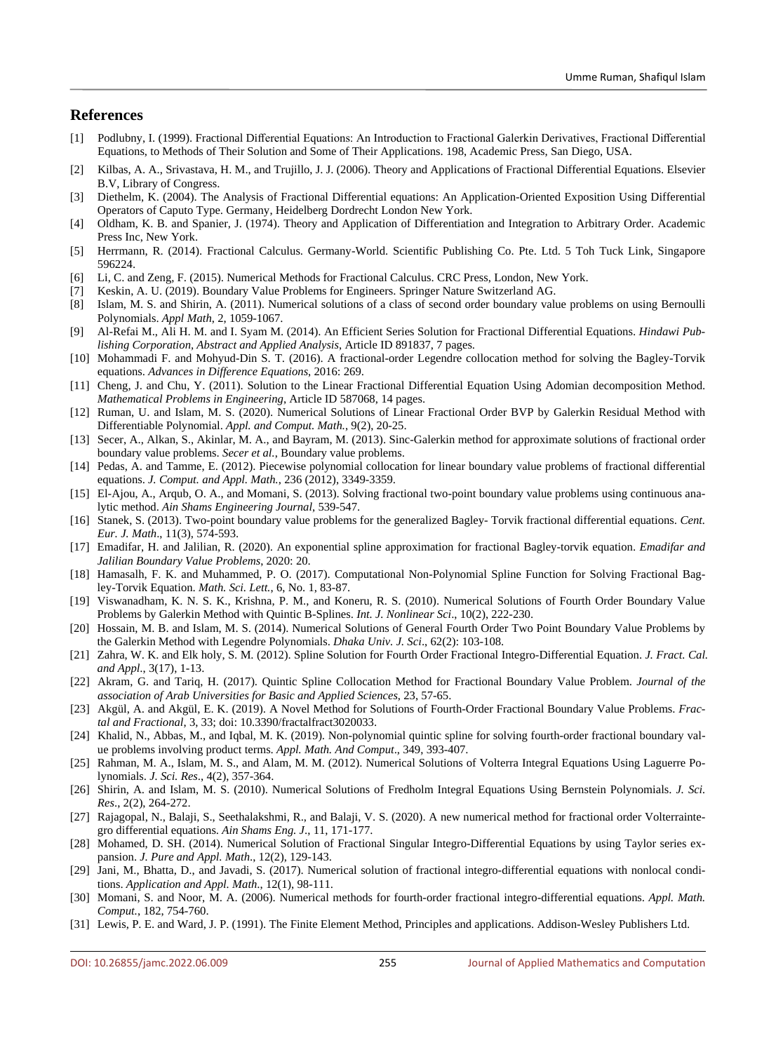## References

[1] Podlubny, I. (1999). Fractional Differential Equations: An Introduction to Fractional Galerkin Derivatives, Fractional Differential Equations, to Methods of Their Solution and Some of Their Applications. 198, Academic Press, San Diego, USA.

[2] Kilbas, A. A., Srivastava, H. M., and Trujillo, J. J. (2006). Theory and Applications of Fractional Differential Equations. Elsevier B.V, Library of Congress.

[3] Diethelm, K. (2004). The Analysis of Fractional Differential equations: An Application-Oriented Exposition Using Differential Operators of Caputo Type. Germany, Heidelberg Dordrecht London New York.

[4] Oldham, K. B. and Spanier, J. (1974). Theory and Application of Differentiation and Integration to Arbitrary Order. Academic Press Inc, New York.

[5] Herrmann, R. (2014). Fractional Calculus. Germany-World. Scientific Publishing Co. Pte. Ltd. 5 Toh Tuck Link, Singapore 596224.

[6] Li, C. and Zeng, F. (2015). Numerical Methods for Fractional Calculus. CRC Press, London, New York.

[7] Keskin, A. U. (2019). Boundary Value Problems for Engineers. Springer Nature Switzerland AG.

[8] Islam, M. S. and Shirin, A. (2011). Numerical solutions of a class of second order boundary value problems on using Bernoulli Polynomials. *Appl Math*, 2, 1059-1067.

[9] Al-Refai M., Ali H. M. and I. Syam M. (2014). An Efficient Series Solution for Fractional Differential Equations. *Hindawi Publishing Corporation, Abstract and Applied Analysis*, Article ID 891837, 7 pages.

[10] Mohammadi F. and Mohyud-Din S. T. (2016). A fractional-order Legendre collocation method for solving the Bagley-Torvik equations. *Advances in Difference Equations*, 2016: 269.

[11] Cheng, J. and Chu, Y. (2011). Solution to the Linear Fractional Differential Equation Using Adomian decomposition Method. *Mathematical Problems in Engineering*, Article ID 587068, 14 pages.

[12] Ruman, U. and Islam, M. S. (2020). Numerical Solutions of Linear Fractional Order BVP by Galerkin Residual Method with Differentiable Polynomial. *Appl. and Comput. Math.*, 9(2), 20-25.

[13] Secer, A., Alkan, S., Akinlar, M. A., and Bayram, M. (2013). Sinc-Galerkin method for approximate solutions of fractional order boundary value problems. *Secer et al.*, Boundary value problems.

[14] Pedas, A. and Tamme, E. (2012). Piecewise polynomial collocation for linear boundary value problems of fractional differential equations. *J. Comput. and Appl. Math.*, 236 (2012), 3349-3359.

[15] El-Ajou, A., Arqub, O. A., and Momani, S. (2013). Solving fractional two-point boundary value problems using continuous analytic method. *Ain Shams Engineering Journal*, 539-547.

[16] Stanek, S. (2013). Two-point boundary value problems for the generalized Bagley- Torvik fractional differential equations. *Cent. Eur. J. Math*., 11(3), 574-593.

[17] Emadifar, H. and Jalilian, R. (2020). An exponential spline approximation for fractional Bagley-torvik equation. *Emadifar and Jalilian Boundary Value Problems*, 2020: 20.

[18] Hamasalh, F. K. and Muhammed, P. O. (2017). Computational Non-Polynomial Spline Function for Solving Fractional Bagley-Torvik Equation. *Math. Sci. Lett.*, 6, No. 1, 83-87.

[19] Viswanadham, K. N. S. K., Krishna, P. M., and Koneru, R. S. (2010). Numerical Solutions of Fourth Order Boundary Value Problems by Galerkin Method with Quintic B-Splines. *Int. J. Nonlinear Sci*., 10(2), 222-230.

[20] Hossain, M. B. and Islam, M. S. (2014). Numerical Solutions of General Fourth Order Two Point Boundary Value Problems by the Galerkin Method with Legendre Polynomials. *Dhaka Univ. J. Sci*., 62(2): 103-108.

[21] Zahra, W. K. and Elk holy, S. M. (2012). Spline Solution for Fourth Order Fractional Integro-Differential Equation. *J. Fract. Cal. and Appl*., 3(17), 1-13.

[22] Akram, G. and Tariq, H. (2017). Quintic Spline Collocation Method for Fractional Boundary Value Problem. *Journal of the association of Arab Universities for Basic and Applied Sciences*, 23, 57-65.

[23] Akgül, A. and Akgül, E. K. (2019). A Novel Method for Solutions of Fourth-Order Fractional Boundary Value Problems. *Fractal and Fractional*, 3, 33; doi: 10.3390/fractalfract3020033.

[24] Khalid, N., Abbas, M., and Iqbal, M. K. (2019). Non-polynomial quintic spline for solving fourth-order fractional boundary value problems involving product terms. *Appl. Math. And Comput*., 349, 393-407.

[25] Rahman, M. A., Islam, M. S., and Alam, M. M. (2012). Numerical Solutions of Volterra Integral Equations Using Laguerre Polynomials. *J. Sci. Res*., 4(2), 357-364.

[26] Shirin, A. and Islam, M. S. (2010). Numerical Solutions of Fredholm Integral Equations Using Bernstein Polynomials. *J. Sci. Res*., 2(2), 264-272.

[27] Rajagopal, N., Balaji, S., Seethalakshmi, R., and Balaji, V. S. (2020). A new numerical method for fractional order Volterraintegro differential equations. *Ain Shams Eng. J*., 11, 171-177.

[28] Mohamed, D. SH. (2014). Numerical Solution of Fractional Singular Integro-Differential Equations by using Taylor series expansion. *J. Pure and Appl. Math*., 12(2), 129-143.

[29] Jani, M., Bhatta, D., and Javadi, S. (2017). Numerical solution of fractional integro-differential equations with nonlocal conditions. *Application and Appl. Math*., 12(1), 98-111.

[30] Momani, S. and Noor, M. A. (2006). Numerical methods for fourth-order fractional integro-differential equations. *Appl. Math. Comput.*, 182, 754-760.

[31] Lewis, P. E. and Ward, J. P. (1991). The Finite Element Method, Principles and applications. Addison-Wesley Publishers Ltd.